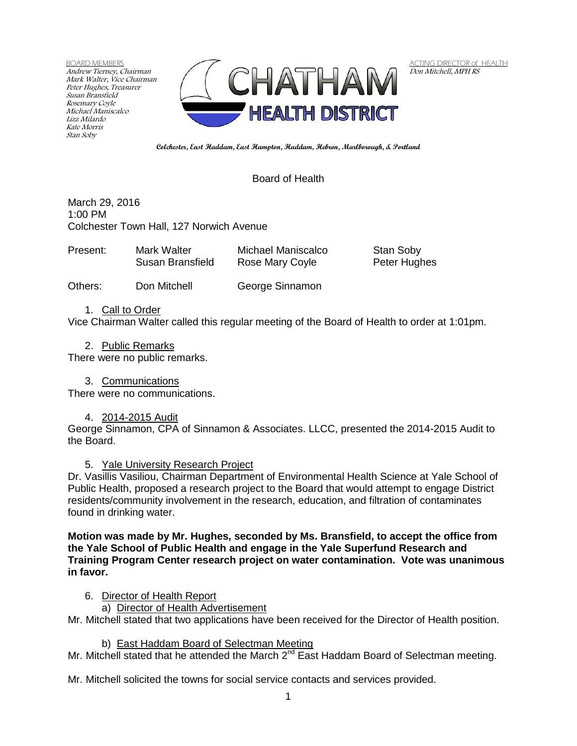BOARD MEMBERS
Andrew Tierney, Chairman
Mark Walter, Vice Chairman
Peter Hughes, Treasurer
Susan Bransfield
Rosemary Coyle
Michael Maniscalco
Lizz Milardo
Kate Morris
Stan Soby

ACTING DIRECTOR of HEALTH
Don Mitchell, MPH RS

# CHATHAM HEALTH DISTRICT

**Colchester, East Haddam, East Hampton, Haddam, Hebron, Marlborough, & Portland**

## Board of Health

March 29, 2016
1:00 PM
Colchester Town Hall, 127 Norwich Avenue

| Present: | Mark Walter | Michael Maniscalco | Stan Soby |
|---|---|---|---|
| | Susan Bransfield | Rose Mary Coyle | Peter Hughes |
| Others: | Don Mitchell | George Sinnamon | |

1. Call to Order

Vice Chairman Walter called this regular meeting of the Board of Health to order at 1:01pm.

2. Public Remarks

There were no public remarks.

3. Communications

There were no communications.

4. 2014-2015 Audit

George Sinnamon, CPA of Sinnamon & Associates. LLCC, presented the 2014-2015 Audit to the Board.

5. Yale University Research Project

Dr. Vasillis Vasiliou, Chairman Department of Environmental Health Science at Yale School of Public Health, proposed a research project to the Board that would attempt to engage District residents/community involvement in the research, education, and filtration of contaminates found in drinking water.

**Motion was made by Mr. Hughes, seconded by Ms. Bransfield, to accept the office from the Yale School of Public Health and engage in the Yale Superfund Research and Training Program Center research project on water contamination. Vote was unanimous in favor.**

6. Director of Health Report

a) Director of Health Advertisement

Mr. Mitchell stated that two applications have been received for the Director of Health position.

b) East Haddam Board of Selectman Meeting

Mr. Mitchell stated that he attended the March 2nd East Haddam Board of Selectman meeting.

Mr. Mitchell solicited the towns for social service contacts and services provided.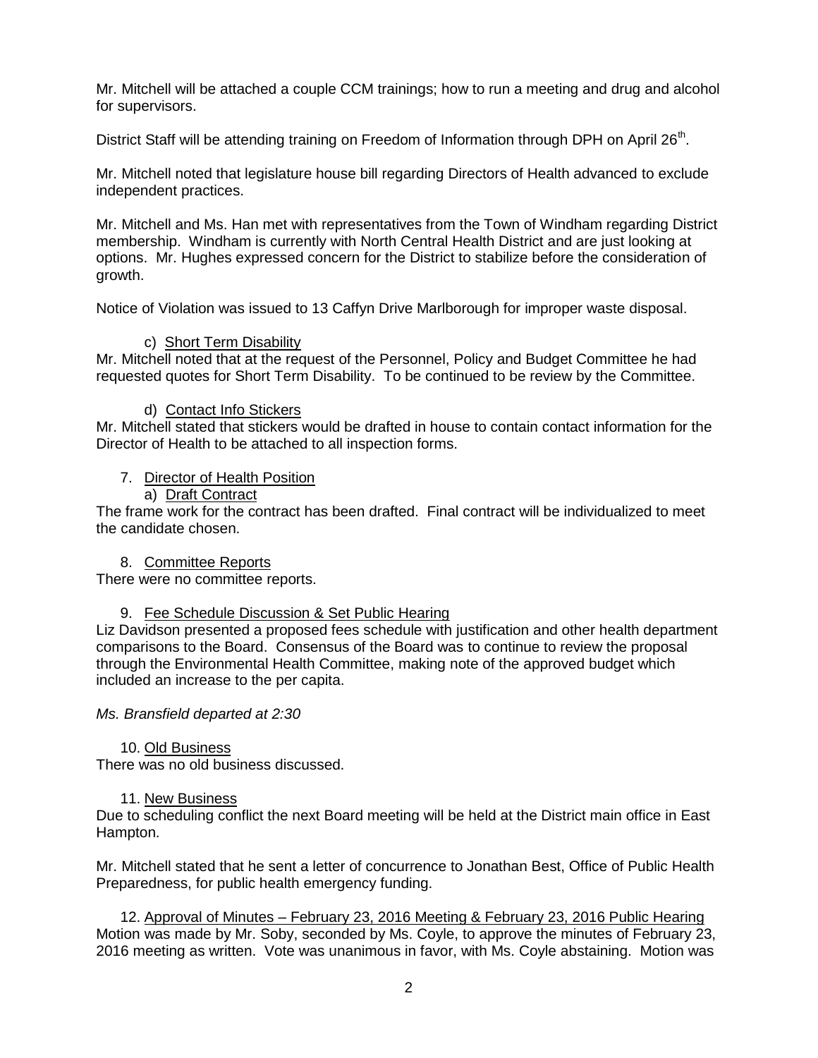Mr. Mitchell will be attached a couple CCM trainings; how to run a meeting and drug and alcohol for supervisors.

District Staff will be attending training on Freedom of Information through DPH on April 26th.

Mr. Mitchell noted that legislature house bill regarding Directors of Health advanced to exclude independent practices.

Mr. Mitchell and Ms. Han met with representatives from the Town of Windham regarding District membership. Windham is currently with North Central Health District and are just looking at options. Mr. Hughes expressed concern for the District to stabilize before the consideration of growth.

Notice of Violation was issued to 13 Caffyn Drive Marlborough for improper waste disposal.

c) <u>Short Term Disability</u>
Mr. Mitchell noted that at the request of the Personnel, Policy and Budget Committee he had requested quotes for Short Term Disability. To be continued to be review by the Committee.

d) <u>Contact Info Stickers</u>
Mr. Mitchell stated that stickers would be drafted in house to contain contact information for the Director of Health to be attached to all inspection forms.

7. <u>Director of Health Position</u>
   a) <u>Draft Contract</u>

The frame work for the contract has been drafted. Final contract will be individualized to meet the candidate chosen.

8. <u>Committee Reports</u>

There were no committee reports.

9. <u>Fee Schedule Discussion & Set Public Hearing</u>

Liz Davidson presented a proposed fees schedule with justification and other health department comparisons to the Board. Consensus of the Board was to continue to review the proposal through the Environmental Health Committee, making note of the approved budget which included an increase to the per capita.

*Ms. Bransfield departed at 2:30*

10. <u>Old Business</u>

There was no old business discussed.

11. <u>New Business</u>

Due to scheduling conflict the next Board meeting will be held at the District main office in East Hampton.

Mr. Mitchell stated that he sent a letter of concurrence to Jonathan Best, Office of Public Health Preparedness, for public health emergency funding.

12. <u>Approval of Minutes – February 23, 2016 Meeting & February 23, 2016 Public Hearing</u>

Motion was made by Mr. Soby, seconded by Ms. Coyle, to approve the minutes of February 23, 2016 meeting as written. Vote was unanimous in favor, with Ms. Coyle abstaining. Motion was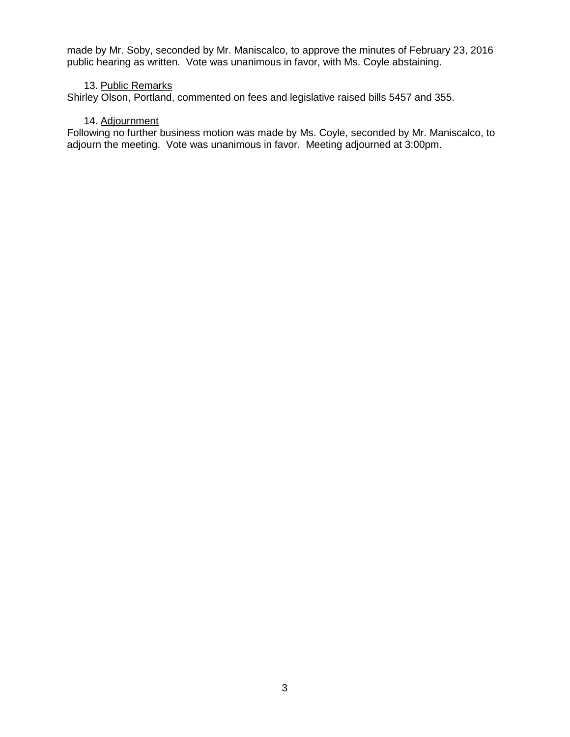made by Mr. Soby, seconded by Mr. Maniscalco, to approve the minutes of February 23, 2016 public hearing as written. Vote was unanimous in favor, with Ms. Coyle abstaining.

13. <u>Public Remarks</u>

Shirley Olson, Portland, commented on fees and legislative raised bills 5457 and 355.

14. <u>Adjournment</u>

Following no further business motion was made by Ms. Coyle, seconded by Mr. Maniscalco, to adjourn the meeting. Vote was unanimous in favor. Meeting adjourned at 3:00pm.